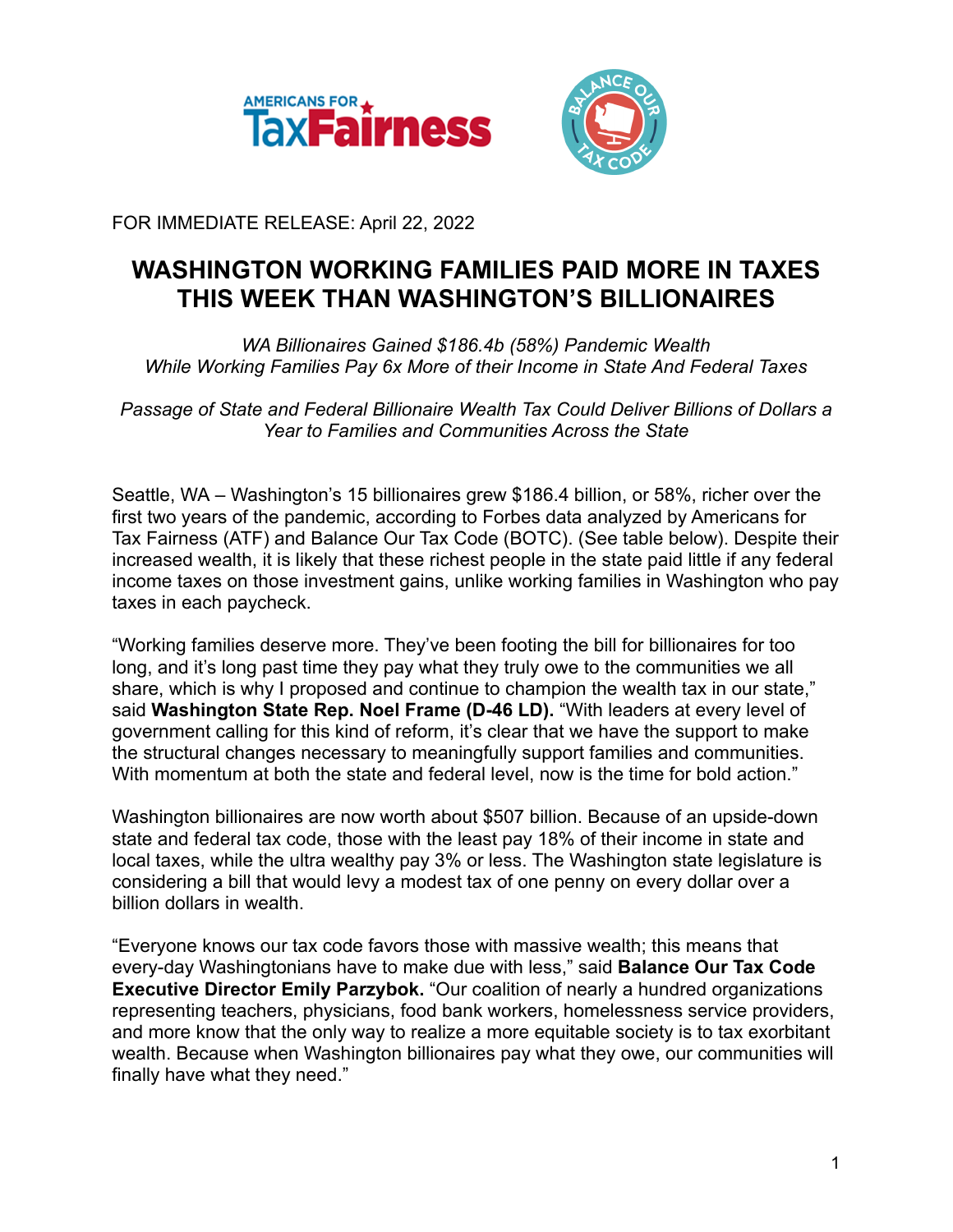FOR IMMEDIATE RELEASE: April 22, 2022

# WASHINGTON WORKING FAMILIES PAID MORE IN TAXES THIS WEEK THAN WASHINGTON'S BILLIONAIRES

*WA Billionaires Gained $186.4b (58%) Pandemic Wealth While Working Families Pay 6x More of their Income in State And Federal Taxes*

*Passage of State and Federal Billionaire Wealth Tax Could Deliver Billions of Dollars a Year to Families and Communities Across the State*

Seattle, WA – Washington's 15 billionaires grew $186.4 billion, or 58%, richer over the first two years of the pandemic, according to Forbes data analyzed by Americans for Tax Fairness (ATF) and Balance Our Tax Code (BOTC). (See table below). Despite their increased wealth, it is likely that these richest people in the state paid little if any federal income taxes on those investment gains, unlike working families in Washington who pay taxes in each paycheck.

"Working families deserve more. They've been footing the bill for billionaires for too long, and it's long past time they pay what they truly owe to the communities we all share, which is why I proposed and continue to champion the wealth tax in our state," said **Washington State Rep. Noel Frame (D-46 LD).** "With leaders at every level of government calling for this kind of reform, it's clear that we have the support to make the structural changes necessary to meaningfully support families and communities. With momentum at both the state and federal level, now is the time for bold action."

Washington billionaires are now worth about $507 billion. Because of an upside-down state and federal tax code, those with the least pay 18% of their income in state and local taxes, while the ultra wealthy pay 3% or less. The Washington state legislature is considering a bill that would levy a modest tax of one penny on every dollar over a billion dollars in wealth.

"Everyone knows our tax code favors those with massive wealth; this means that every-day Washingtonians have to make due with less," said **Balance Our Tax Code Executive Director Emily Parzybok.** "Our coalition of nearly a hundred organizations representing teachers, physicians, food bank workers, homelessness service providers, and more know that the only way to realize a more equitable society is to tax exorbitant wealth. Because when Washington billionaires pay what they owe, our communities will finally have what they need."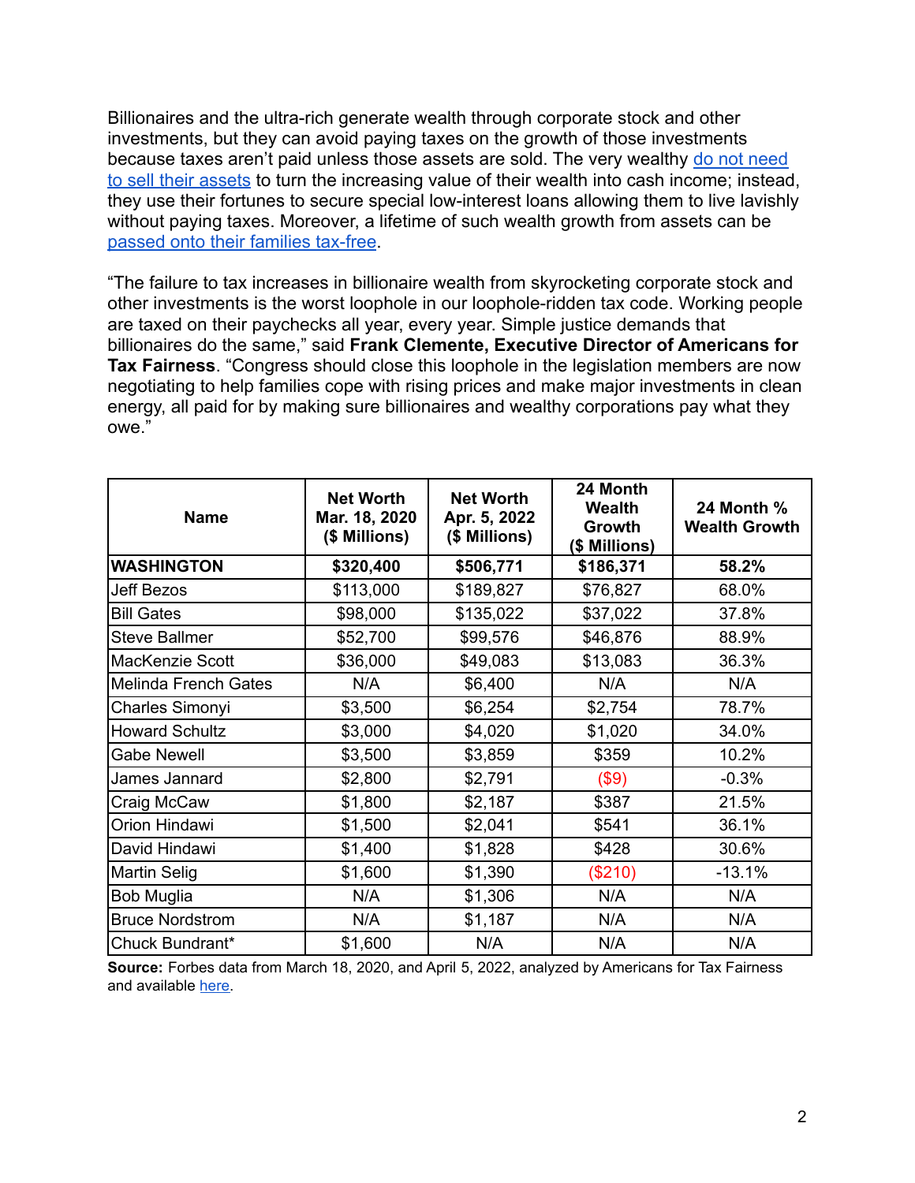Billionaires and the ultra-rich generate wealth through corporate stock and other investments, but they can avoid paying taxes on the growth of those investments because taxes aren't paid unless those assets are sold. The very wealthy do not need to sell their assets to turn the increasing value of their wealth into cash income; instead, they use their fortunes to secure special low-interest loans allowing them to live lavishly without paying taxes. Moreover, a lifetime of such wealth growth from assets can be passed onto their families tax-free.

"The failure to tax increases in billionaire wealth from skyrocketing corporate stock and other investments is the worst loophole in our loophole-ridden tax code. Working people are taxed on their paychecks all year, every year. Simple justice demands that billionaires do the same," said **Frank Clemente, Executive Director of Americans for Tax Fairness**. "Congress should close this loophole in the legislation members are now negotiating to help families cope with rising prices and make major investments in clean energy, all paid for by making sure billionaires and wealthy corporations pay what they owe."

| Name | Net Worth Mar. 18, 2020 ($ Millions) | Net Worth Apr. 5, 2022 ($ Millions) | 24 Month Wealth Growth ($ Millions) | 24 Month % Wealth Growth |
|---|---|---|---|---|
| **WASHINGTON** | **$320,400** | **$506,771** | **$186,371** | **58.2%** |
| Jeff Bezos | $113,000 | $189,827 | $76,827 | 68.0% |
| Bill Gates | $98,000 | $135,022 | $37,022 | 37.8% |
| Steve Ballmer | $52,700 | $99,576 | $46,876 | 88.9% |
| MacKenzie Scott | $36,000 | $49,083 | $13,083 | 36.3% |
| Melinda French Gates | N/A | $6,400 | N/A | N/A |
| Charles Simonyi | $3,500 | $6,254 | $2,754 | 78.7% |
| Howard Schultz | $3,000 | $4,020 | $1,020 | 34.0% |
| Gabe Newell | $3,500 | $3,859 | $359 | 10.2% |
| James Jannard | $2,800 | $2,791 | ($9) | -0.3% |
| Craig McCaw | $1,800 | $2,187 | $387 | 21.5% |
| Orion Hindawi | $1,500 | $2,041 | $541 | 36.1% |
| David Hindawi | $1,400 | $1,828 | $428 | 30.6% |
| Martin Selig | $1,600 | $1,390 | ($210) | -13.1% |
| Bob Muglia | N/A | $1,306 | N/A | N/A |
| Bruce Nordstrom | N/A | $1,187 | N/A | N/A |
| Chuck Bundrant* | $1,600 | N/A | N/A | N/A |

**Source:** Forbes data from March 18, 2020, and April 5, 2022, analyzed by Americans for Tax Fairness and available here.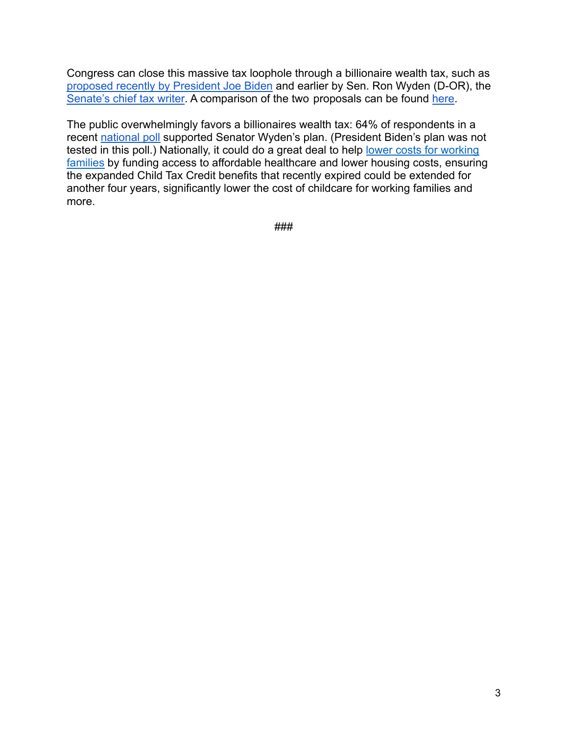Congress can close this massive tax loophole through a billionaire wealth tax, such as proposed recently by President Joe Biden and earlier by Sen. Ron Wyden (D-OR), the Senate's chief tax writer. A comparison of the two proposals can be found here.

The public overwhelmingly favors a billionaires wealth tax: 64% of respondents in a recent national poll supported Senator Wyden's plan. (President Biden's plan was not tested in this poll.) Nationally, it could do a great deal to help lower costs for working families by funding access to affordable healthcare and lower housing costs, ensuring the expanded Child Tax Credit benefits that recently expired could be extended for another four years, significantly lower the cost of childcare for working families and more.

###